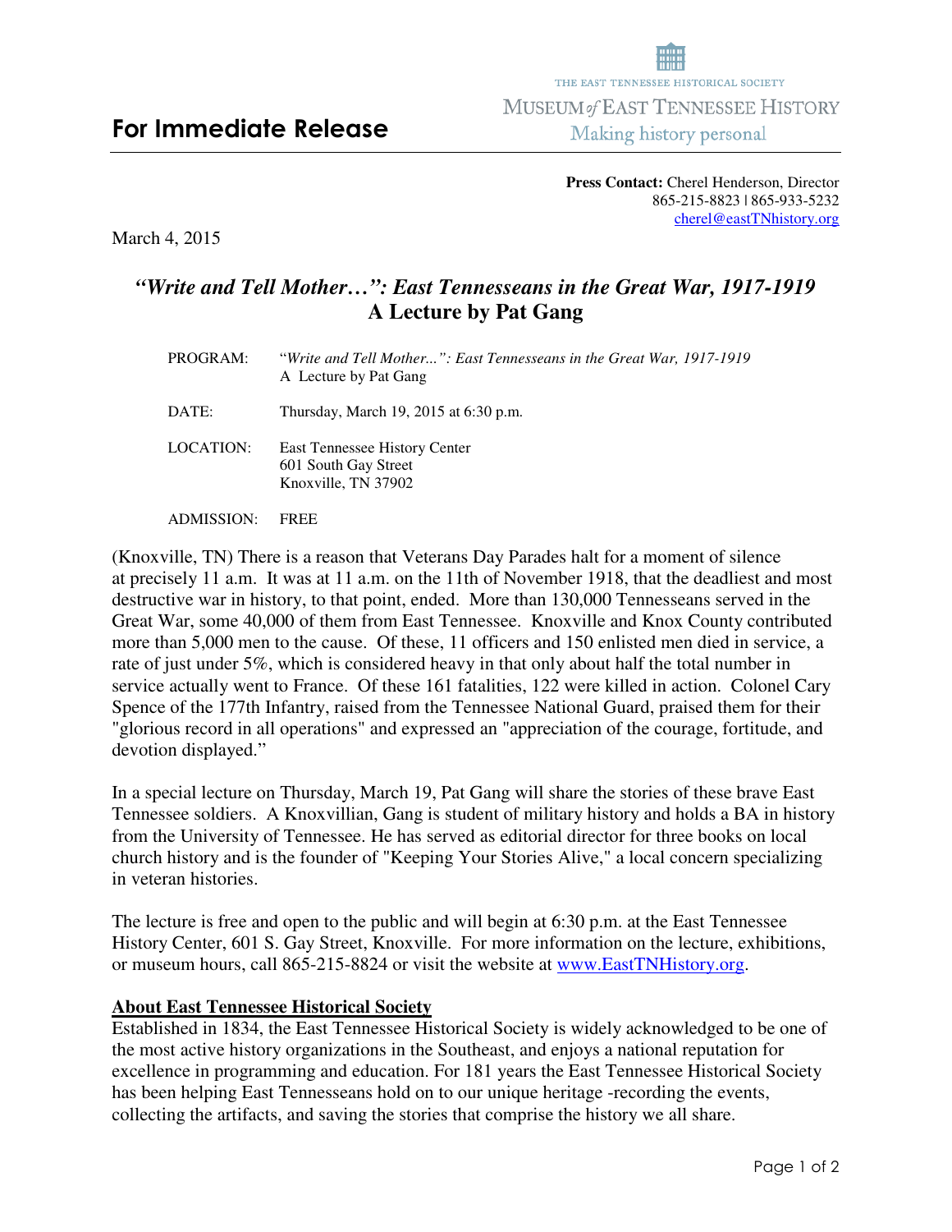THE EAST TENNESSEE HISTORICAL SOCIETY

MUSEUM *of* EAST TENNESSEE HISTORY

Making history personal

# For Immediate Release

**Press Contact:** Cherel Henderson, Director
865-215-8823 | 865-933-5232
cherel@eastTNhistory.org

March 4, 2015

## *"Write and Tell Mother…": East Tennesseans in the Great War, 1917-1919*
## A Lecture by Pat Gang

| | |
|---|---|
| PROGRAM: | "*Write and Tell Mother...": East Tennesseans in the Great War, 1917-1919* A Lecture by Pat Gang |
| DATE: | Thursday, March 19, 2015 at 6:30 p.m. |
| LOCATION: | East Tennessee History Center 601 South Gay Street Knoxville, TN 37902 |
| ADMISSION: | FREE |

(Knoxville, TN) There is a reason that Veterans Day Parades halt for a moment of silence at precisely 11 a.m. It was at 11 a.m. on the 11th of November 1918, that the deadliest and most destructive war in history, to that point, ended. More than 130,000 Tennesseans served in the Great War, some 40,000 of them from East Tennessee. Knoxville and Knox County contributed more than 5,000 men to the cause. Of these, 11 officers and 150 enlisted men died in service, a rate of just under 5%, which is considered heavy in that only about half the total number in service actually went to France. Of these 161 fatalities, 122 were killed in action. Colonel Cary Spence of the 177th Infantry, raised from the Tennessee National Guard, praised them for their "glorious record in all operations" and expressed an "appreciation of the courage, fortitude, and devotion displayed."

In a special lecture on Thursday, March 19, Pat Gang will share the stories of these brave East Tennessee soldiers. A Knoxvillian, Gang is student of military history and holds a BA in history from the University of Tennessee. He has served as editorial director for three books on local church history and is the founder of "Keeping Your Stories Alive," a local concern specializing in veteran histories.

The lecture is free and open to the public and will begin at 6:30 p.m. at the East Tennessee History Center, 601 S. Gay Street, Knoxville. For more information on the lecture, exhibitions, or museum hours, call 865-215-8824 or visit the website at www.EastTNHistory.org.

**About East Tennessee Historical Society**

Established in 1834, the East Tennessee Historical Society is widely acknowledged to be one of the most active history organizations in the Southeast, and enjoys a national reputation for excellence in programming and education. For 181 years the East Tennessee Historical Society has been helping East Tennesseans hold on to our unique heritage -recording the events, collecting the artifacts, and saving the stories that comprise the history we all share.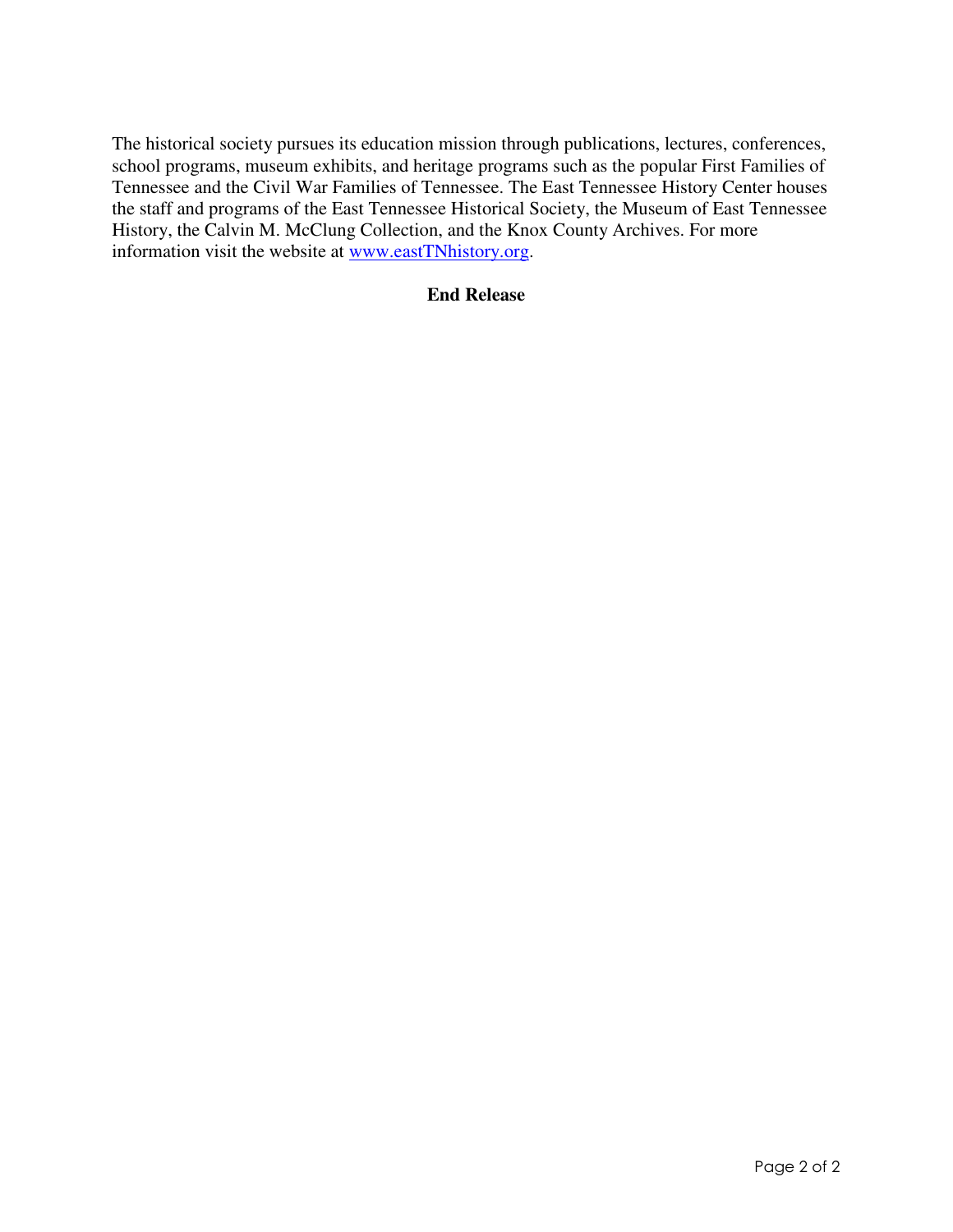The historical society pursues its education mission through publications, lectures, conferences, school programs, museum exhibits, and heritage programs such as the popular First Families of Tennessee and the Civil War Families of Tennessee. The East Tennessee History Center houses the staff and programs of the East Tennessee Historical Society, the Museum of East Tennessee History, the Calvin M. McClung Collection, and the Knox County Archives. For more information visit the website at [www.eastTNhistory.org](http://www.eastTNhistory.org).

**End Release**